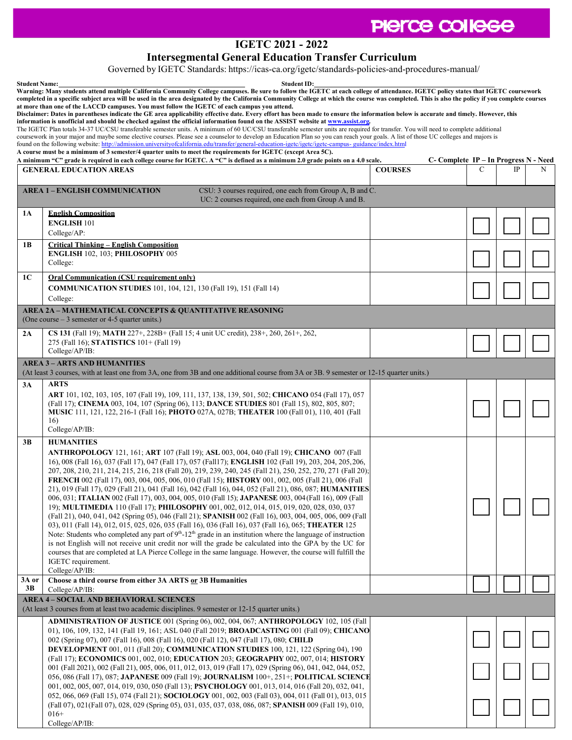Pierce College

# IGETC 2021 - 2022

## Intersegmental General Education Transfer Curriculum

Governed by IGETC Standards: https://icas-ca.org/igetc/standards-policies-and-procedures-manual/

**Student Name:** ______________________ **Student ID:** ______________________

**Warning: Many students attend multiple California Community College campuses. Be sure to follow the IGETC at each college of attendance. IGETC policy states that IGETC coursework completed in a specific subject area will be used in the area designated by the California Community College at which the course was completed. This is also the policy if you complete courses at more than one of the LACCD campuses. You must follow the IGETC of each campus you attend.**

**Disclaimer: Dates in parentheses indicate the GE area applicability effective date. Every effort has been made to ensure the information below is accurate and timely. However, this information is unofficial and should be checked against the official information found on the ASSIST website at www.assist.org.**

The IGETC Plan totals 34-37 UC/CSU transferable semester units. A minimum of 60 UC/CSU transferable semester units are required for transfer. You will need to complete additional coursework in your major and maybe some elective courses. Please see a counselor to develop an Education Plan so you can reach your goals. A list of those UC colleges and majors is found on the following website: http://admission.universityofcalifornia.edu/transfer/general-education-igetc/igetc/igetc-campus- guidance/index.html

**A course must be a minimum of 3 semester/4 quarter units to meet the requirements for IGETC (except Area 5C).**

**A minimum "C" grade is required in each college course for IGETC. A "C" is defined as a minimum 2.0 grade points on a 4.0 scale.** **C- Complete IP – In Progress N - Need**

| | GENERAL EDUCATION AREAS | COURSES | C | IP | N |
|---|---|---|---|---|---|
| | **AREA 1 – ENGLISH COMMUNICATION** CSU: 3 courses required, one each from Group A, B and C. UC: 2 courses required, one each from Group A and B. | | | | |
| **1A** | **English Composition**<br>**ENGLISH** 101<br>College/AP: | | ☐ | ☐ | ☐ |
| **1B** | **Critical Thinking – English Composition**<br>**ENGLISH** 102, 103; **PHILOSOPHY** 005<br>College: | | ☐ | ☐ | ☐ |
| **1C** | **Oral Communication (CSU requirement only)**<br>**COMMUNICATION STUDIES** 101, 104, 121, 130 (Fall 19), 151 (Fall 14)<br>College: | | ☐ | ☐ | ☐ |
| | **AREA 2A – MATHEMATICAL CONCEPTS & QUANTITATIVE REASONING** (One course – 3 semester or 4-5 quarter units.) | | | | |
| **2A** | **CS 131** (Fall 19); **MATH** 227+, 228B+ (Fall 15; 4 unit UC credit), 238+, 260, 261+, 262, 275 (Fall 16); **STATISTICS** 101+ (Fall 19)<br>College/AP/IB: | | ☐ | ☐ | ☐ |
| | **AREA 3 – ARTS AND HUMANITIES** (At least 3 courses, with at least one from 3A, one from 3B and one additional course from 3A or 3B. 9 semester or 12-15 quarter units.) | | | | |
| **3A** | **ARTS**<br>**ART** 101, 102, 103, 105, 107 (Fall 19), 109, 111, 137, 138, 139, 501, 502; **CHICANO** 054 (Fall 17), 057 (Fall 17); **CINEMA** 003, 104, 107 (Spring 06), 113; **DANCE STUDIES** 801 (Fall 15), 802, 805, 807; **MUSIC** 111, 121, 122, 216-1 (Fall 16); **PHOTO** 027A, 027B; **THEATER** 100 (Fall 01), 110, 401 (Fall 16)<br>College/AP/IB: | | ☐ | ☐ | ☐ |
| **3B** | **HUMANITIES**<br>**ANTHROPOLOGY** 121, 161; **ART** 107 (Fall 19); **ASL** 003, 004, 040 (Fall 19); **CHICANO** 007 (Fall 16), 008 (Fall 16), 037 (Fall 17), 047 (Fall 17), 057 (Fall 17); **ENGLISH** 102 (Fall 19), 203, 204, 205,206, 207, 208, 210, 211, 214, 215, 216, 218 (Fall 20), 219, 239, 240, 245 (Fall 21), 250, 252, 270, 271 (Fall 20); **FRENCH** 002 (Fall 17), 003, 004, 005, 006, 010 (Fall 15); **HISTORY** 001, 002, 005 (Fall 21), 006 (Fall 21), 019 (Fall 17), 029 (Fall 21), 041 (Fall 16), 042 (Fall 16), 044, 052 (Fall 21), 086, 087; **HUMANITIES** 006, 031; **ITALIAN** 002 (Fall 17), 003, 004, 005, 010 (Fall 15); **JAPANESE** 003, 004(Fall 16), 009 (Fall 19); **MULTIMEDIA** 110 (Fall 17); **PHILOSOPHY** 001, 002, 012, 014, 015, 019, 020, 028, 030, 037 (Fall 21), 040, 041, 042 (Spring 05), 046 (Fall 21); **SPANISH** 002 (Fall 16), 003, 004, 005, 006, 009 (Fall 03), 011 (Fall 14), 012, 015, 025, 026, 035 (Fall 16), 036 (Fall 16), 037 (Fall 16), 065; **THEATER** 125<br>Note: Students who completed any part of 9th-12th grade in an institution where the language of instruction is not English will not receive unit credit nor will the grade be calculated into the GPA by the UC for courses that are completed at LA Pierce College in the same language. However, the course will fulfill the IGETC requirement.<br>College/AP/IB: | | ☐ | ☐ | ☐ |
| **3A or 3B** | **Choose a third course from either 3A ARTS or 3B Humanities**<br>College/AP/IB: | | ☐ | ☐ | ☐ |
| | **AREA 4 – SOCIAL AND BEHAVIORAL SCIENCES** (At least 3 courses from at least two academic disciplines. 9 semester or 12-15 quarter units.) | | | | |
| | **ADMINISTRATION OF JUSTICE** 001 (Spring 06), 002, 004, 067; **ANTHROPOLOGY** 102, 105 (Fall 01), 106, 109, 132, 141 (Fall 19, 161; ASL 040 (Fall 2019); **BROADCASTING** 001 (Fall 09); **CHICANO** 002 (Spring 07), 007 (Fall 16), 008 (Fall 16), 020 (Fall 12), 047 (Fall 17), 080; **CHILD DEVELOPMENT** 001, 011 (Fall 20); **COMMUNICATION STUDIES** 100, 121, 122 (Spring 04), 190 (Fall 17); **ECONOMICS** 001, 002, 010; **EDUCATION** 203; **GEOGRAPHY** 002, 007, 014; **HISTORY** 001 (Fall 2021), 002 (Fall 21), 005, 006, 011, 012, 013, 019 (Fall 17), 029 (Spring 06), 041, 042, 044, 052, 056, 086 (Fall 17), 087; **JAPANESE** 009 (Fall 19); **JOURNALISM** 100+, 251+; **POLITICAL SCIENCE** 001, 002, 005, 007, 014, 019, 030, 050 (Fall 13); **PSYCHOLOGY** 001, 013, 014, 016 (Fall 20), 032, 041, 052, 066, 069 (Fall 15), 074 (Fall 21); **SOCIOLOGY** 001, 002, 003 (Fall 03), 004, 011 (Fall 01), 013, 015 (Fall 07), 021(Fall 07), 028, 029 (Spring 05), 031, 035, 037, 038, 086, 087; **SPANISH** 009 (Fall 19), 010, 016+<br>College/AP/IB: | | ☐<br>☐<br>☐ | ☐<br>☐<br>☐ | ☐<br>☐<br>☐ |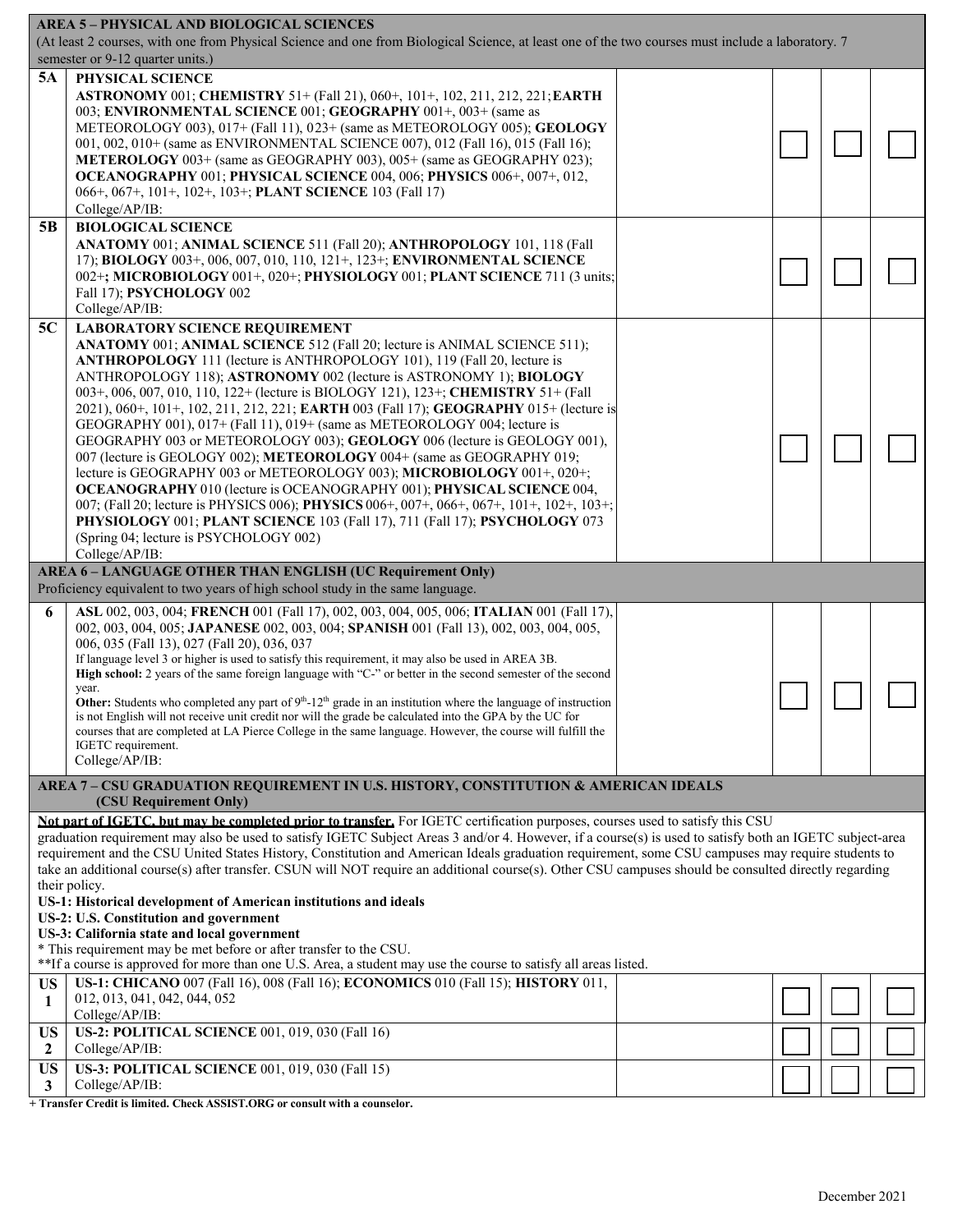| | | | | | |
|---|---|---|---|---|---|
| **AREA 5 – PHYSICAL AND BIOLOGICAL SCIENCES** (At least 2 courses, with one from Physical Science and one from Biological Science, at least one of the two courses must include a laboratory. 7 semester or 9-12 quarter units.) | | | | | |
| **5A** | **PHYSICAL SCIENCE**<br>**ASTRONOMY** 001; **CHEMISTRY** 51+ (Fall 21), 060+, 101+, 102, 211, 212, 221; **EARTH** 003; **ENVIRONMENTAL SCIENCE** 001; **GEOGRAPHY** 001+, 003+ (same as METEOROLOGY 003), 017+ (Fall 11), 023+ (same as METEOROLOGY 005); **GEOLOGY** 001, 002, 010+ (same as ENVIRONMENTAL SCIENCE 007), 012 (Fall 16), 015 (Fall 16); **METEROLOGY** 003+ (same as GEOGRAPHY 003), 005+ (same as GEOGRAPHY 023); **OCEANOGRAPHY** 001; **PHYSICAL SCIENCE** 004, 006; **PHYSICS** 006+, 007+, 012, 066+, 067+, 101+, 102+, 103+; **PLANT SCIENCE** 103 (Fall 17)<br>College/AP/IB: | | ☐ | ☐ | ☐ |
| **5B** | **BIOLOGICAL SCIENCE**<br>**ANATOMY** 001; **ANIMAL SCIENCE** 511 (Fall 20); **ANTHROPOLOGY** 101, 118 (Fall 17); **BIOLOGY** 003+, 006, 007, 010, 110, 121+, 123+; **ENVIRONMENTAL SCIENCE** 002+; **MICROBIOLOGY** 001+, 020+; **PHYSIOLOGY** 001; **PLANT SCIENCE** 711 (3 units; Fall 17); **PSYCHOLOGY** 002<br>College/AP/IB: | | ☐ | ☐ | ☐ |
| **5C** | **LABORATORY SCIENCE REQUIREMENT**<br>**ANATOMY** 001; **ANIMAL SCIENCE** 512 (Fall 20; lecture is ANIMAL SCIENCE 511); **ANTHROPOLOGY** 111 (lecture is ANTHROPOLOGY 101), 119 (Fall 20, lecture is ANTHROPOLOGY 118); **ASTRONOMY** 002 (lecture is ASTRONOMY 1); **BIOLOGY** 003+, 006, 007, 010, 110, 122+ (lecture is BIOLOGY 121), 123+; **CHEMISTRY** 51+ (Fall 2021), 060+, 101+, 102, 211, 212, 221; **EARTH** 003 (Fall 17); **GEOGRAPHY** 015+ (lecture is GEOGRAPHY 001), 017+ (Fall 11), 019+ (same as METEOROLOGY 004; lecture is GEOGRAPHY 003 or METEOROLOGY 003); **GEOLOGY** 006 (lecture is GEOLOGY 001), 007 (lecture is GEOLOGY 002); **METEOROLOGY** 004+ (same as GEOGRAPHY 019; lecture is GEOGRAPHY 003 or METEOROLOGY 003); **MICROBIOLOGY** 001+, 020+; **OCEANOGRAPHY** 010 (lecture is OCEANOGRAPHY 001); **PHYSICAL SCIENCE** 004, 007; (Fall 20; lecture is PHYSICS 006); **PHYSICS** 006+, 007+, 066+, 067+, 101+, 102+, 103+; **PHYSIOLOGY** 001; **PLANT SCIENCE** 103 (Fall 17), 711 (Fall 17); **PSYCHOLOGY** 073 (Spring 04; lecture is PSYCHOLOGY 002)<br>College/AP/IB: | | ☐ | ☐ | ☐ |
| **AREA 6 – LANGUAGE OTHER THAN ENGLISH (UC Requirement Only)** Proficiency equivalent to two years of high school study in the same language. | | | | | |
| **6** | **ASL** 002, 003, 004; **FRENCH** 001 (Fall 17), 002, 003, 004, 005, 006; **ITALIAN** 001 (Fall 17), 002, 003, 004, 005; **JAPANESE** 002, 003, 004; **SPANISH** 001 (Fall 13), 002, 003, 004, 005, 006, 035 (Fall 13), 027 (Fall 20), 036, 037<br>If language level 3 or higher is used to satisfy this requirement, it may also be used in AREA 3B.<br>**High school:** 2 years of the same foreign language with "C-" or better in the second semester of the second year.<br>**Other:** Students who completed any part of 9th-12th grade in an institution where the language of instruction is not English will not receive unit credit nor will the grade be calculated into the GPA by the UC for courses that are completed at LA Pierce College in the same language. However, the course will fulfill the IGETC requirement.<br>College/AP/IB: | | ☐ | ☐ | ☐ |
| **AREA 7 – CSU GRADUATION REQUIREMENT IN U.S. HISTORY, CONSTITUTION & AMERICAN IDEALS (CSU Requirement Only)** | | | | | |
| **Not part of IGETC, but may be completed prior to transfer.** For IGETC certification purposes, courses used to satisfy this CSU graduation requirement may also be used to satisfy IGETC Subject Areas 3 and/or 4. However, if a course(s) is used to satisfy both an IGETC subject-area requirement and the CSU United States History, Constitution and American Ideals graduation requirement, some CSU campuses may require students to take an additional course(s) after transfer. CSUN will NOT require an additional course(s). Other CSU campuses should be consulted directly regarding their policy.<br>**US-1: Historical development of American institutions and ideals**<br>**US-2: U.S. Constitution and government**<br>**US-3: California state and local government**<br>* This requirement may be met before or after transfer to the CSU.<br>**If a course is approved for more than one U.S. Area, a student may use the course to satisfy all areas listed. | | | | | |
| **US 1** | **US-1: CHICANO** 007 (Fall 16), 008 (Fall 16); **ECONOMICS** 010 (Fall 15); **HISTORY** 011, 012, 013, 041, 042, 044, 052<br>College/AP/IB: | | ☐ | ☐ | ☐ |
| **US 2** | **US-2: POLITICAL SCIENCE** 001, 019, 030 (Fall 16)<br>College/AP/IB: | | ☐ | ☐ | ☐ |
| **US 3** | **US-3: POLITICAL SCIENCE** 001, 019, 030 (Fall 15)<br>College/AP/IB: | | ☐ | ☐ | ☐ |

**+ Transfer Credit is limited. Check ASSIST.ORG or consult with a counselor.**

December 2021